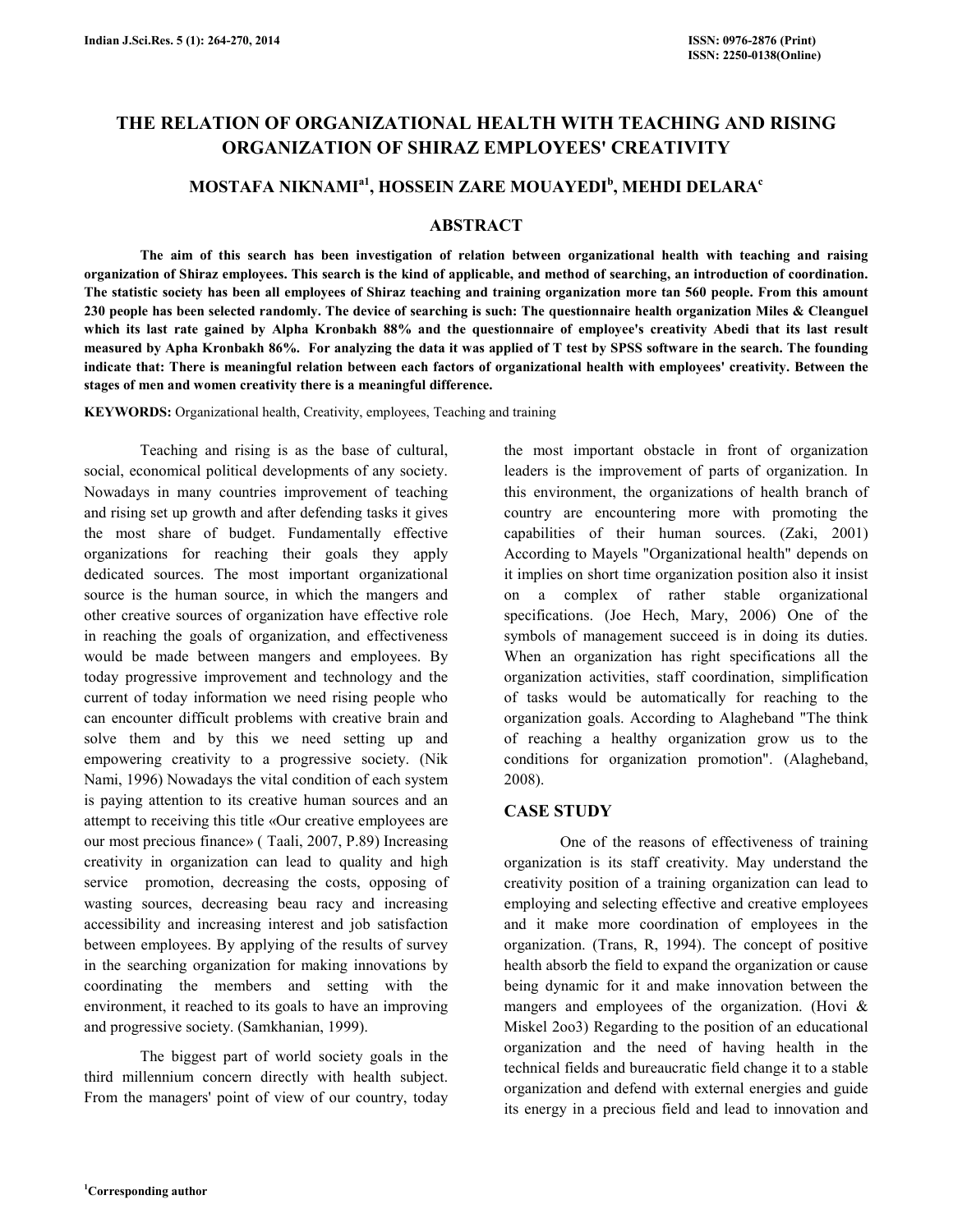# THE RELATION OF ORGANIZATIONAL HEALTH WITH TEACHING AND RISING ORGANIZATION OF SHIRAZ EMPLOYEES' CREATIVITY

**MOSTAFA NIKNAMI[a1], HOSSEIN ZARE MOUAYEDI[b], MEHDI DELARA[c]**

## ABSTRACT

**The aim of this search has been investigation of relation between organizational health with teaching and raising organization of Shiraz employees. This search is the kind of applicable, and method of searching, an introduction of coordination. The statistic society has been all employees of Shiraz teaching and training organization more tan 560 people. From this amount 230 people has been selected randomly. The device of searching is such: The questionnaire health organization Miles & Cleanguel which its last rate gained by Alpha Kronbakh 88% and the questionnaire of employee's creativity Abedi that its last result measured by Apha Kronbakh 86%. For analyzing the data it was applied of T test by SPSS software in the search. The founding indicate that: There is meaningful relation between each factors of organizational health with employees' creativity. Between the stages of men and women creativity there is a meaningful difference.**

**KEYWORDS:** Organizational health, Creativity, employees, Teaching and training

Teaching and rising is as the base of cultural, social, economical political developments of any society. Nowadays in many countries improvement of teaching and rising set up growth and after defending tasks it gives the most share of budget. Fundamentally effective organizations for reaching their goals they apply dedicated sources. The most important organizational source is the human source, in which the mangers and other creative sources of organization have effective role in reaching the goals of organization, and effectiveness would be made between mangers and employees. By today progressive improvement and technology and the current of today information we need rising people who can encounter difficult problems with creative brain and solve them and by this we need setting up and empowering creativity to a progressive society. (Nik Nami, 1996) Nowadays the vital condition of each system is paying attention to its creative human sources and an attempt to receiving this title «Our creative employees are our most precious finance» ( Taali, 2007, P.89) Increasing creativity in organization can lead to quality and high service promotion, decreasing the costs, opposing of wasting sources, decreasing beau racy and increasing accessibility and increasing interest and job satisfaction between employees. By applying of the results of survey in the searching organization for making innovations by coordinating the members and setting with the environment, it reached to its goals to have an improving and progressive society. (Samkhanian, 1999).

The biggest part of world society goals in the third millennium concern directly with health subject. From the managers' point of view of our country, today the most important obstacle in front of organization leaders is the improvement of parts of organization. In this environment, the organizations of health branch of country are encountering more with promoting the capabilities of their human sources. (Zaki, 2001) According to Mayels "Organizational health" depends on it implies on short time organization position also it insist on a complex of rather stable organizational specifications. (Joe Hech, Mary, 2006) One of the symbols of management succeed is in doing its duties. When an organization has right specifications all the organization activities, staff coordination, simplification of tasks would be automatically for reaching to the organization goals. According to Alagheband "The think of reaching a healthy organization grow us to the conditions for organization promotion". (Alagheband, 2008).

## CASE STUDY

One of the reasons of effectiveness of training organization is its staff creativity. May understand the creativity position of a training organization can lead to employing and selecting effective and creative employees and it make more coordination of employees in the organization. (Trans, R, 1994). The concept of positive health absorb the field to expand the organization or cause being dynamic for it and make innovation between the mangers and employees of the organization. (Hovi & Miskel 2oo3) Regarding to the position of an educational organization and the need of having health in the technical fields and bureaucratic field change it to a stable organization and defend with external energies and guide its energy in a precious field and lead to innovation and

[1]Corresponding author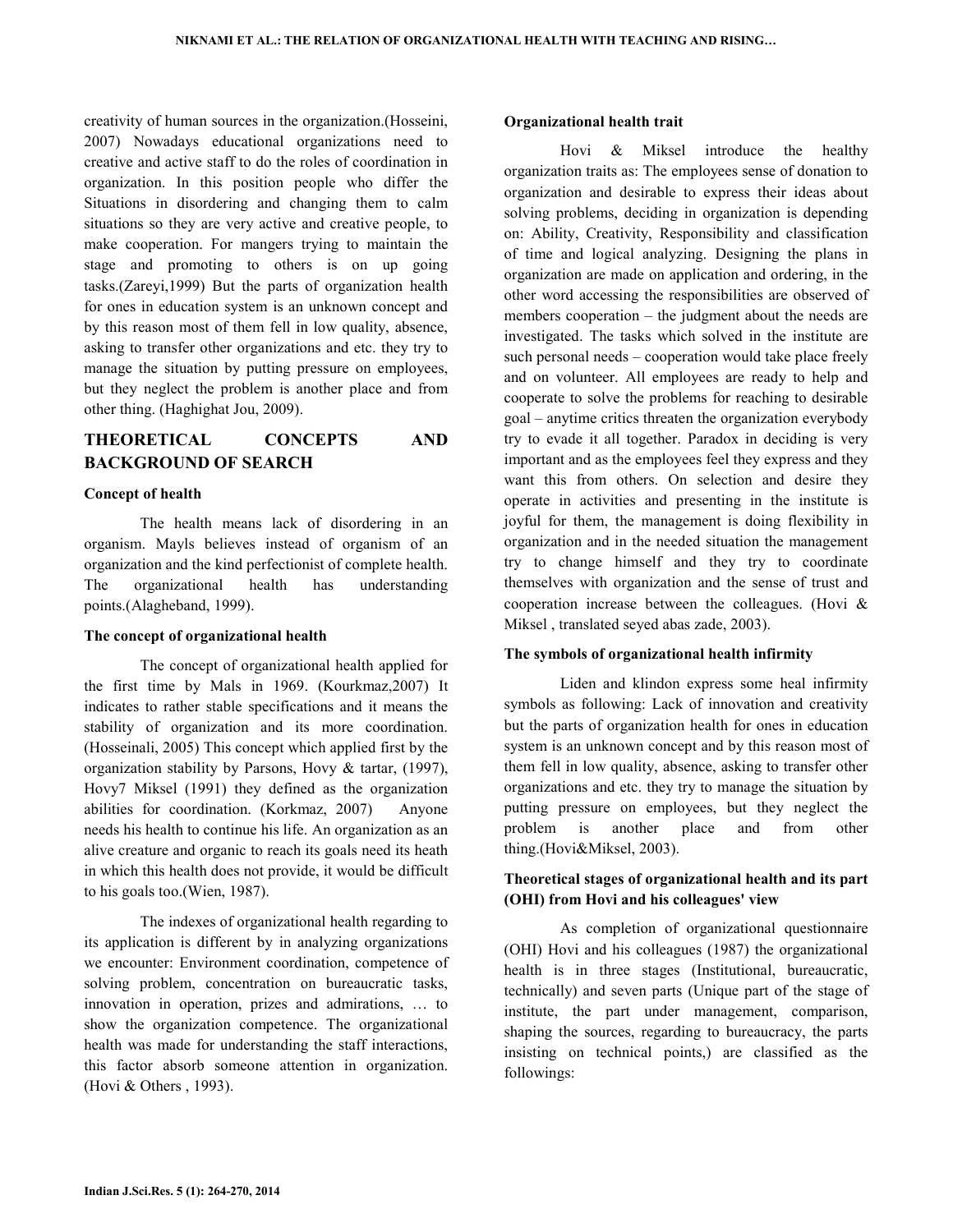creativity of human sources in the organization.(Hosseini, 2007) Nowadays educational organizations need to creative and active staff to do the roles of coordination in organization. In this position people who differ the Situations in disordering and changing them to calm situations so they are very active and creative people, to make cooperation. For mangers trying to maintain the stage and promoting to others is on up going tasks.(Zareyi,1999) But the parts of organization health for ones in education system is an unknown concept and by this reason most of them fell in low quality, absence, asking to transfer other organizations and etc. they try to manage the situation by putting pressure on employees, but they neglect the problem is another place and from other thing. (Haghighat Jou, 2009).

## THEORETICAL CONCEPTS AND BACKGROUND OF SEARCH

### Concept of health

The health means lack of disordering in an organism. Mayls believes instead of organism of an organization and the kind perfectionist of complete health. The organizational health has understanding points.(Alagheband, 1999).

### The concept of organizational health

The concept of organizational health applied for the first time by Mals in 1969. (Kourkmaz,2007) It indicates to rather stable specifications and it means the stability of organization and its more coordination. (Hosseinali, 2005) This concept which applied first by the organization stability by Parsons, Hovy & tartar, (1997), Hovy7 Miksel (1991) they defined as the organization abilities for coordination. (Korkmaz, 2007) Anyone needs his health to continue his life. An organization as an alive creature and organic to reach its goals need its heath in which this health does not provide, it would be difficult to his goals too.(Wien, 1987).

The indexes of organizational health regarding to its application is different by in analyzing organizations we encounter: Environment coordination, competence of solving problem, concentration on bureaucratic tasks, innovation in operation, prizes and admirations, … to show the organization competence. The organizational health was made for understanding the staff interactions, this factor absorb someone attention in organization. (Hovi & Others , 1993).

### Organizational health trait

Hovi & Miksel introduce the healthy organization traits as: The employees sense of donation to organization and desirable to express their ideas about solving problems, deciding in organization is depending on: Ability, Creativity, Responsibility and classification of time and logical analyzing. Designing the plans in organization are made on application and ordering, in the other word accessing the responsibilities are observed of members cooperation – the judgment about the needs are investigated. The tasks which solved in the institute are such personal needs – cooperation would take place freely and on volunteer. All employees are ready to help and cooperate to solve the problems for reaching to desirable goal – anytime critics threaten the organization everybody try to evade it all together. Paradox in deciding is very important and as the employees feel they express and they want this from others. On selection and desire they operate in activities and presenting in the institute is joyful for them, the management is doing flexibility in organization and in the needed situation the management try to change himself and they try to coordinate themselves with organization and the sense of trust and cooperation increase between the colleagues. (Hovi & Miksel , translated seyed abas zade, 2003).

### The symbols of organizational health infirmity

Liden and klindon express some heal infirmity symbols as following: Lack of innovation and creativity but the parts of organization health for ones in education system is an unknown concept and by this reason most of them fell in low quality, absence, asking to transfer other organizations and etc. they try to manage the situation by putting pressure on employees, but they neglect the problem is another place and from other thing.(Hovi&Miksel, 2003).

### Theoretical stages of organizational health and its part (OHI) from Hovi and his colleagues' view

As completion of organizational questionnaire (OHI) Hovi and his colleagues (1987) the organizational health is in three stages (Institutional, bureaucratic, technically) and seven parts (Unique part of the stage of institute, the part under management, comparison, shaping the sources, regarding to bureaucracy, the parts insisting on technical points,) are classified as the followings: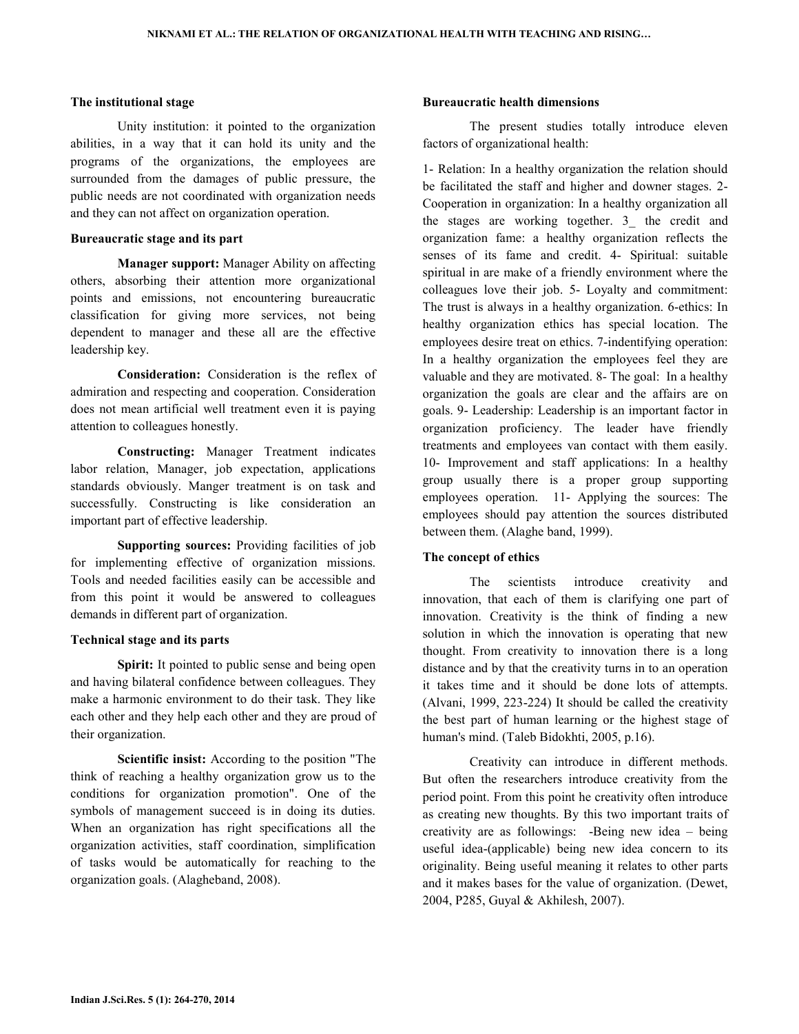### The institutional stage

Unity institution: it pointed to the organization abilities, in a way that it can hold its unity and the programs of the organizations, the employees are surrounded from the damages of public pressure, the public needs are not coordinated with organization needs and they can not affect on organization operation.

### Bureaucratic stage and its part

**Manager support:** Manager Ability on affecting others, absorbing their attention more organizational points and emissions, not encountering bureaucratic classification for giving more services, not being dependent to manager and these all are the effective leadership key.

**Consideration:** Consideration is the reflex of admiration and respecting and cooperation. Consideration does not mean artificial well treatment even it is paying attention to colleagues honestly.

**Constructing:** Manager Treatment indicates labor relation, Manager, job expectation, applications standards obviously. Manger treatment is on task and successfully. Constructing is like consideration an important part of effective leadership.

**Supporting sources:** Providing facilities of job for implementing effective of organization missions. Tools and needed facilities easily can be accessible and from this point it would be answered to colleagues demands in different part of organization.

### Technical stage and its parts

**Spirit:** It pointed to public sense and being open and having bilateral confidence between colleagues. They make a harmonic environment to do their task. They like each other and they help each other and they are proud of their organization.

**Scientific insist:** According to the position "The think of reaching a healthy organization grow us to the conditions for organization promotion". One of the symbols of management succeed is in doing its duties. When an organization has right specifications all the organization activities, staff coordination, simplification of tasks would be automatically for reaching to the organization goals. (Alagheband, 2008).

### Bureaucratic health dimensions

The present studies totally introduce eleven factors of organizational health:

1- Relation: In a healthy organization the relation should be facilitated the staff and higher and downer stages. 2- Cooperation in organization: In a healthy organization all the stages are working together. 3_ the credit and organization fame: a healthy organization reflects the senses of its fame and credit. 4- Spiritual: suitable spiritual in are make of a friendly environment where the colleagues love their job. 5- Loyalty and commitment: The trust is always in a healthy organization. 6-ethics: In healthy organization ethics has special location. The employees desire treat on ethics. 7-indentifying operation: In a healthy organization the employees feel they are valuable and they are motivated. 8- The goal: In a healthy organization the goals are clear and the affairs are on goals. 9- Leadership: Leadership is an important factor in organization proficiency. The leader have friendly treatments and employees van contact with them easily. 10- Improvement and staff applications: In a healthy group usually there is a proper group supporting employees operation. 11- Applying the sources: The employees should pay attention the sources distributed between them. (Alaghe band, 1999).

### The concept of ethics

The scientists introduce creativity and innovation, that each of them is clarifying one part of innovation. Creativity is the think of finding a new solution in which the innovation is operating that new thought. From creativity to innovation there is a long distance and by that the creativity turns in to an operation it takes time and it should be done lots of attempts. (Alvani, 1999, 223-224) It should be called the creativity the best part of human learning or the highest stage of human's mind. (Taleb Bidokhti, 2005, p.16).

Creativity can introduce in different methods. But often the researchers introduce creativity from the period point. From this point he creativity often introduce as creating new thoughts. By this two important traits of creativity are as followings: -Being new idea – being useful idea-(applicable) being new idea concern to its originality. Being useful meaning it relates to other parts and it makes bases for the value of organization. (Dewet, 2004, P285, Guyal & Akhilesh, 2007).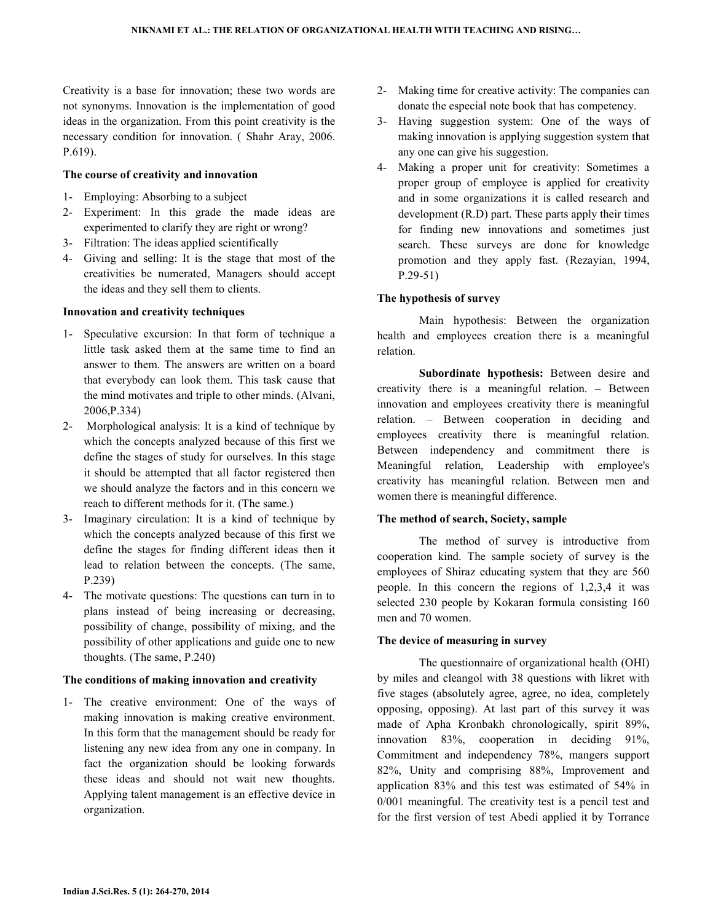Creativity is a base for innovation; these two words are not synonyms. Innovation is the implementation of good ideas in the organization. From this point creativity is the necessary condition for innovation. ( Shahr Aray, 2006. P.619).

**The course of creativity and innovation**

1- Employing: Absorbing to a subject
2- Experiment: In this grade the made ideas are experimented to clarify they are right or wrong?
3- Filtration: The ideas applied scientifically
4- Giving and selling: It is the stage that most of the creativities be numerated, Managers should accept the ideas and they sell them to clients.

**Innovation and creativity techniques**

1- Speculative excursion: In that form of technique a little task asked them at the same time to find an answer to them. The answers are written on a board that everybody can look them. This task cause that the mind motivates and triple to other minds. (Alvani, 2006,P.334)
2- Morphological analysis: It is a kind of technique by which the concepts analyzed because of this first we define the stages of study for ourselves. In this stage it should be attempted that all factor registered then we should analyze the factors and in this concern we reach to different methods for it. (The same.)
3- Imaginary circulation: It is a kind of technique by which the concepts analyzed because of this first we define the stages for finding different ideas then it lead to relation between the concepts. (The same, P.239)
4- The motivate questions: The questions can turn in to plans instead of being increasing or decreasing, possibility of change, possibility of mixing, and the possibility of other applications and guide one to new thoughts. (The same, P.240)

**The conditions of making innovation and creativity**

1- The creative environment: One of the ways of making innovation is making creative environment. In this form that the management should be ready for listening any new idea from any one in company. In fact the organization should be looking forwards these ideas and should not wait new thoughts. Applying talent management is an effective device in organization.
2- Making time for creative activity: The companies can donate the especial note book that has competency.
3- Having suggestion system: One of the ways of making innovation is applying suggestion system that any one can give his suggestion.
4- Making a proper unit for creativity: Sometimes a proper group of employee is applied for creativity and in some organizations it is called research and development (R.D) part. These parts apply their times for finding new innovations and sometimes just search. These surveys are done for knowledge promotion and they apply fast. (Rezayian, 1994, P.29-51)

**The hypothesis of survey**

Main hypothesis: Between the organization health and employees creation there is a meaningful relation.

**Subordinate hypothesis:** Between desire and creativity there is a meaningful relation. – Between innovation and employees creativity there is meaningful relation. – Between cooperation in deciding and employees creativity there is meaningful relation. Between independency and commitment there is Meaningful relation, Leadership with employee's creativity has meaningful relation. Between men and women there is meaningful difference.

**The method of search, Society, sample**

The method of survey is introductive from cooperation kind. The sample society of survey is the employees of Shiraz educating system that they are 560 people. In this concern the regions of 1,2,3,4 it was selected 230 people by Kokaran formula consisting 160 men and 70 women.

**The device of measuring in survey**

The questionnaire of organizational health (OHI) by miles and cleangol with 38 questions with likret with five stages (absolutely agree, agree, no idea, completely opposing, opposing). At last part of this survey it was made of Apha Kronbakh chronologically, spirit 89%, innovation 83%, cooperation in deciding 91%, Commitment and independency 78%, mangers support 82%, Unity and comprising 88%, Improvement and application 83% and this test was estimated of 54% in 0/001 meaningful. The creativity test is a pencil test and for the first version of test Abedi applied it by Torrance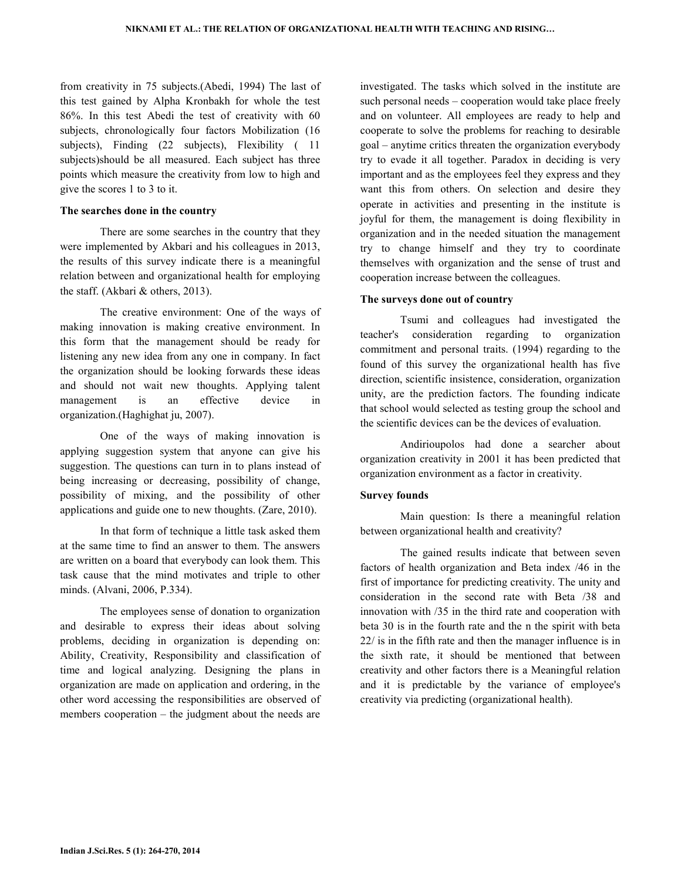from creativity in 75 subjects.(Abedi, 1994) The last of this test gained by Alpha Kronbakh for whole the test 86%. In this test Abedi the test of creativity with 60 subjects, chronologically four factors Mobilization (16 subjects), Finding (22 subjects), Flexibility ( 11 subjects)should be all measured. Each subject has three points which measure the creativity from low to high and give the scores 1 to 3 to it.

**The searches done in the country**

There are some searches in the country that they were implemented by Akbari and his colleagues in 2013, the results of this survey indicate there is a meaningful relation between and organizational health for employing the staff. (Akbari & others, 2013).

The creative environment: One of the ways of making innovation is making creative environment. In this form that the management should be ready for listening any new idea from any one in company. In fact the organization should be looking forwards these ideas and should not wait new thoughts. Applying talent management is an effective device in organization.(Haghighat ju, 2007).

One of the ways of making innovation is applying suggestion system that anyone can give his suggestion. The questions can turn in to plans instead of being increasing or decreasing, possibility of change, possibility of mixing, and the possibility of other applications and guide one to new thoughts. (Zare, 2010).

In that form of technique a little task asked them at the same time to find an answer to them. The answers are written on a board that everybody can look them. This task cause that the mind motivates and triple to other minds. (Alvani, 2006, P.334).

The employees sense of donation to organization and desirable to express their ideas about solving problems, deciding in organization is depending on: Ability, Creativity, Responsibility and classification of time and logical analyzing. Designing the plans in organization are made on application and ordering, in the other word accessing the responsibilities are observed of members cooperation – the judgment about the needs are investigated. The tasks which solved in the institute are such personal needs – cooperation would take place freely and on volunteer. All employees are ready to help and cooperate to solve the problems for reaching to desirable goal – anytime critics threaten the organization everybody try to evade it all together. Paradox in deciding is very important and as the employees feel they express and they want this from others. On selection and desire they operate in activities and presenting in the institute is joyful for them, the management is doing flexibility in organization and in the needed situation the management try to change himself and they try to coordinate themselves with organization and the sense of trust and cooperation increase between the colleagues.

**The surveys done out of country**

Tsumi and colleagues had investigated the teacher's consideration regarding to organization commitment and personal traits. (1994) regarding to the found of this survey the organizational health has five direction, scientific insistence, consideration, organization unity, are the prediction factors. The founding indicate that school would selected as testing group the school and the scientific devices can be the devices of evaluation.

Andirioupolos had done a searcher about organization creativity in 2001 it has been predicted that organization environment as a factor in creativity.

**Survey founds**

Main question: Is there a meaningful relation between organizational health and creativity?

The gained results indicate that between seven factors of health organization and Beta index /46 in the first of importance for predicting creativity. The unity and consideration in the second rate with Beta /38 and innovation with /35 in the third rate and cooperation with beta 30 is in the fourth rate and the n the spirit with beta 22/ is in the fifth rate and then the manager influence is in the sixth rate, it should be mentioned that between creativity and other factors there is a Meaningful relation and it is predictable by the variance of employee's creativity via predicting (organizational health).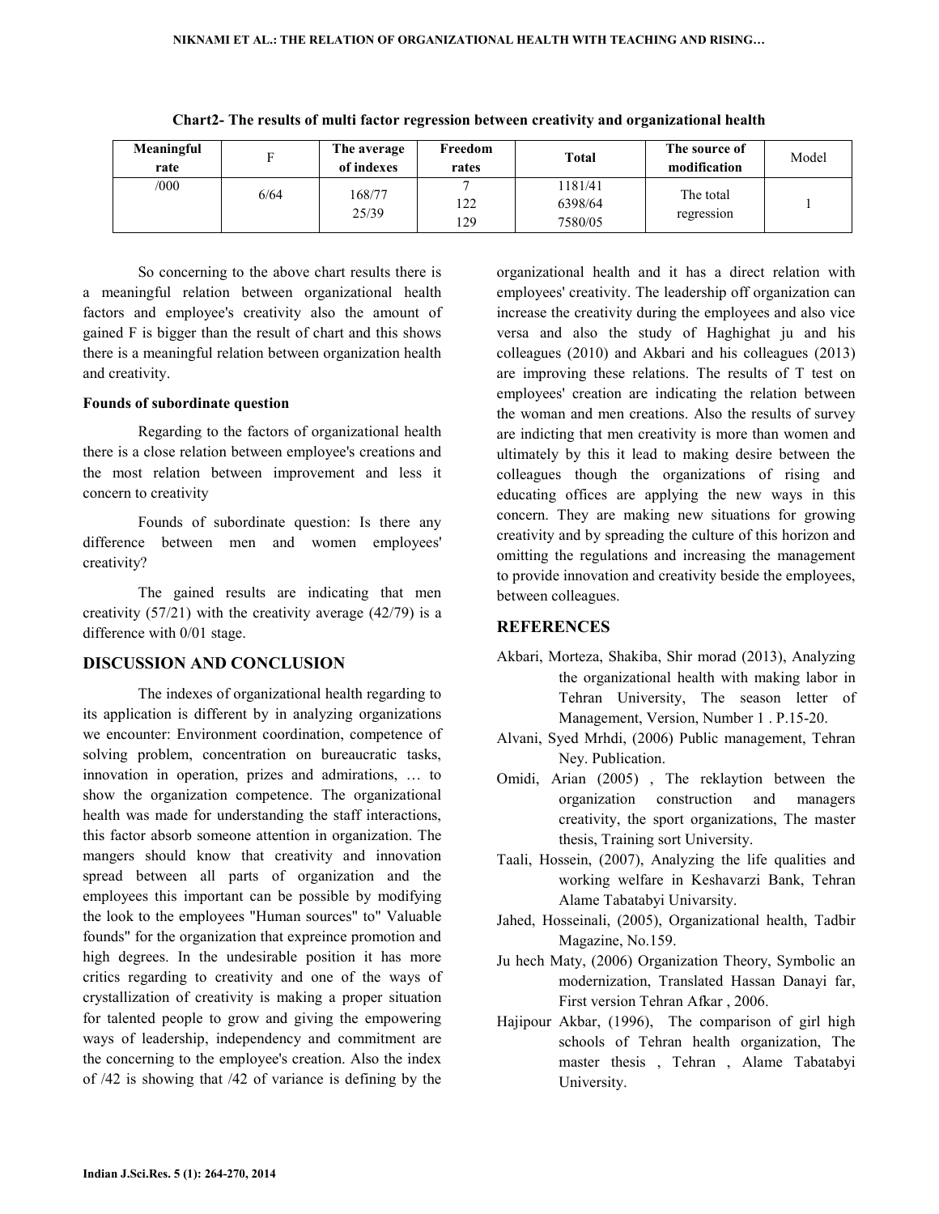**Chart2- The results of multi factor regression between creativity and organizational health**

| Meaningful rate | F | The average of indexes | Freedom rates | Total | The source of modification | Model |
|---|---|---|---|---|---|---|
| /000 | 6/64 | 168/77<br>25/39 | 7<br>122<br>129 | 1181/41<br>6398/64<br>7580/05 | The total regression | 1 |

So concerning to the above chart results there is a meaningful relation between organizational health factors and employee's creativity also the amount of gained F is bigger than the result of chart and this shows there is a meaningful relation between organization health and creativity.

**Founds of subordinate question**

Regarding to the factors of organizational health there is a close relation between employee's creations and the most relation between improvement and less it concern to creativity

Founds of subordinate question: Is there any difference between men and women employees' creativity?

The gained results are indicating that men creativity (57/21) with the creativity average (42/79) is a difference with 0/01 stage.

## DISCUSSION AND CONCLUSION

The indexes of organizational health regarding to its application is different by in analyzing organizations we encounter: Environment coordination, competence of solving problem, concentration on bureaucratic tasks, innovation in operation, prizes and admirations, … to show the organization competence. The organizational health was made for understanding the staff interactions, this factor absorb someone attention in organization. The mangers should know that creativity and innovation spread between all parts of organization and the employees this important can be possible by modifying the look to the employees "Human sources" to" Valuable founds" for the organization that expreince promotion and high degrees. In the undesirable position it has more critics regarding to creativity and one of the ways of crystallization of creativity is making a proper situation for talented people to grow and giving the empowering ways of leadership, independency and commitment are the concerning to the employee's creation. Also the index of /42 is showing that /42 of variance is defining by the organizational health and it has a direct relation with employees' creativity. The leadership off organization can increase the creativity during the employees and also vice versa and also the study of Haghighat ju and his colleagues (2010) and Akbari and his colleagues (2013) are improving these relations. The results of T test on employees' creation are indicating the relation between the woman and men creations. Also the results of survey are indicting that men creativity is more than women and ultimately by this it lead to making desire between the colleagues though the organizations of rising and educating offices are applying the new ways in this concern. They are making new situations for growing creativity and by spreading the culture of this horizon and omitting the regulations and increasing the management to provide innovation and creativity beside the employees, between colleagues.

## REFERENCES

Akbari, Morteza, Shakiba, Shir morad (2013), Analyzing the organizational health with making labor in Tehran University, The season letter of Management, Version, Number 1 . P.15-20.

Alvani, Syed Mrhdi, (2006) Public management, Tehran Ney. Publication.

Omidi, Arian (2005) , The reklaytion between the organization construction and managers creativity, the sport organizations, The master thesis, Training sort University.

Taali, Hossein, (2007), Analyzing the life qualities and working welfare in Keshavarzi Bank, Tehran Alame Tabatabyi Univarsity.

Jahed, Hosseinali, (2005), Organizational health, Tadbir Magazine, No.159.

Ju hech Maty, (2006) Organization Theory, Symbolic an modernization, Translated Hassan Danayi far, First version Tehran Afkar , 2006.

Hajipour Akbar, (1996), The comparison of girl high schools of Tehran health organization, The master thesis , Tehran , Alame Tabatabyi University.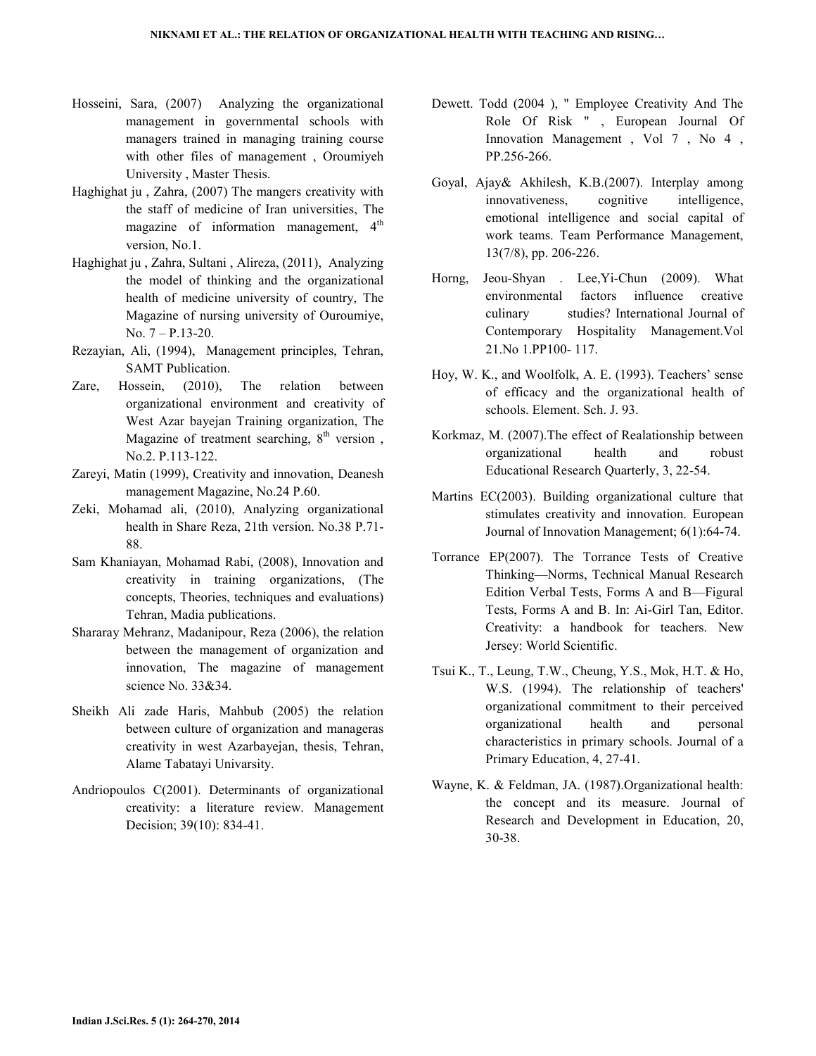Hosseini, Sara, (2007) Analyzing the organizational management in governmental schools with managers trained in managing training course with other files of management , Oroumiyeh University , Master Thesis.

Haghighat ju , Zahra, (2007) The mangers creativity with the staff of medicine of Iran universities, The magazine of information management, 4th version, No.1.

Haghighat ju , Zahra, Sultani , Alireza, (2011), Analyzing the model of thinking and the organizational health of medicine university of country, The Magazine of nursing university of Ouroumiye, No. 7 – P.13-20.

Rezayian, Ali, (1994), Management principles, Tehran, SAMT Publication.

Zare, Hossein, (2010), The relation between organizational environment and creativity of West Azar bayejan Training organization, The Magazine of treatment searching, 8th version , No.2. P.113-122.

Zareyi, Matin (1999), Creativity and innovation, Deanesh management Magazine, No.24 P.60.

Zeki, Mohamad ali, (2010), Analyzing organizational health in Share Reza, 21th version. No.38 P.71-88.

Sam Khaniayan, Mohamad Rabi, (2008), Innovation and creativity in training organizations, (The concepts, Theories, techniques and evaluations) Tehran, Madia publications.

Shararay Mehranz, Madanipour, Reza (2006), the relation between the management of organization and innovation, The magazine of management science No. 33&34.

Sheikh Ali zade Haris, Mahbub (2005) the relation between culture of organization and manageras creativity in west Azarbayejan, thesis, Tehran, Alame Tabatayi Univarsity.

Andriopoulos C(2001). Determinants of organizational creativity: a literature review. Management Decision; 39(10): 834-41.

Dewett. Todd (2004 ), " Employee Creativity And The Role Of Risk " , European Journal Of Innovation Management , Vol 7 , No 4 , PP.256-266.

Goyal, Ajay& Akhilesh, K.B.(2007). Interplay among innovativeness, cognitive intelligence, emotional intelligence and social capital of work teams. Team Performance Management, 13(7/8), pp. 206-226.

Horng, Jeou-Shyan . Lee,Yi-Chun (2009). What environmental factors influence creative culinary studies? International Journal of Contemporary Hospitality Management.Vol 21.No 1.PP100- 117.

Hoy, W. K., and Woolfolk, A. E. (1993). Teachers' sense of efficacy and the organizational health of schools. Element. Sch. J. 93.

Korkmaz, M. (2007).The effect of Realationship between organizational health and robust Educational Research Quarterly, 3, 22-54.

Martins EC(2003). Building organizational culture that stimulates creativity and innovation. European Journal of Innovation Management; 6(1):64-74.

Torrance EP(2007). The Torrance Tests of Creative Thinking—Norms, Technical Manual Research Edition Verbal Tests, Forms A and B—Figural Tests, Forms A and B. In: Ai-Girl Tan, Editor. Creativity: a handbook for teachers. New Jersey: World Scientific.

Tsui K., T., Leung, T.W., Cheung, Y.S., Mok, H.T. & Ho, W.S. (1994). The relationship of teachers' organizational commitment to their perceived organizational health and personal characteristics in primary schools. Journal of a Primary Education, 4, 27-41.

Wayne, K. & Feldman, JA. (1987).Organizational health: the concept and its measure. Journal of Research and Development in Education, 20, 30-38.